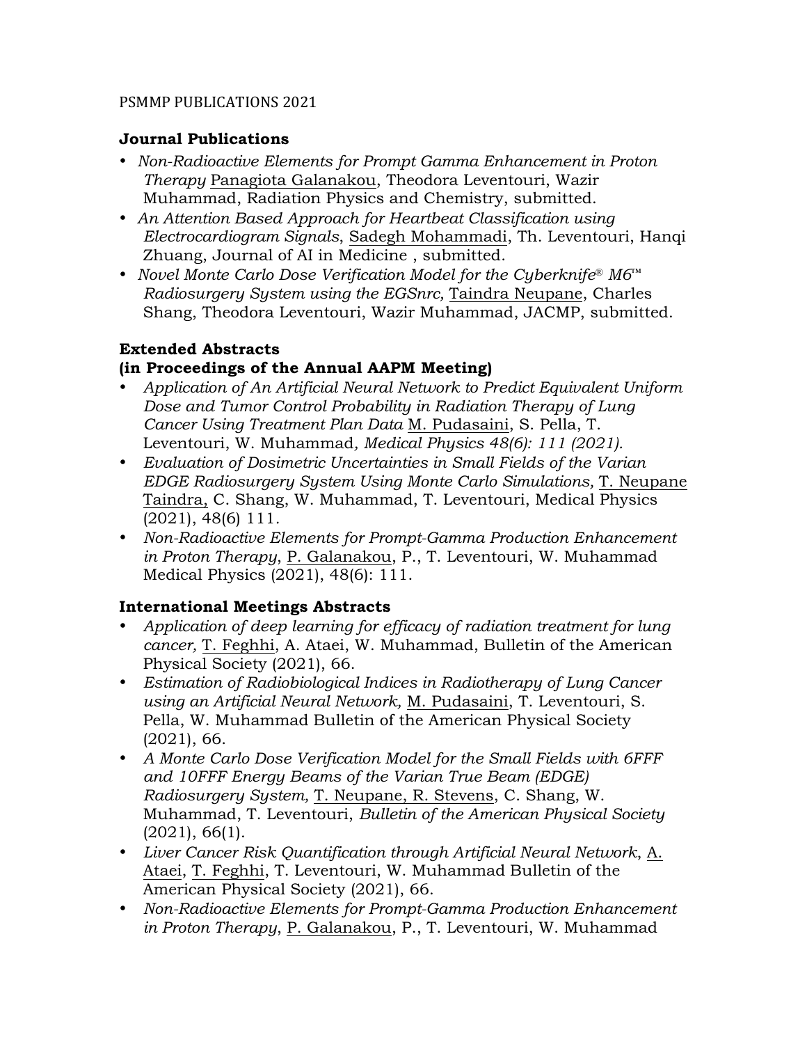PSMMP PUBLICATIONS 2021

## Journal Publications

- *Non-Radioactive Elements for Prompt Gamma Enhancement in Proton Therapy* <u>Panagiota Galanakou</u>, Theodora Leventouri, Wazir Muhammad, Radiation Physics and Chemistry, submitted.
- *An Attention Based Approach for Heartbeat Classification using Electrocardiogram Signals*, <u>Sadegh Mohammadi</u>, Th. Leventouri, Hanqi Zhuang, Journal of AI in Medicine , submitted.
- *Novel Monte Carlo Dose Verification Model for the Cyberknife® M6™ Radiosurgery System using the EGSnrc,* <u>Taindra Neupane</u>, Charles Shang, Theodora Leventouri, Wazir Muhammad, JACMP, submitted.

## Extended Abstracts
## (in Proceedings of the Annual AAPM Meeting)

- *Application of An Artificial Neural Network to Predict Equivalent Uniform Dose and Tumor Control Probability in Radiation Therapy of Lung Cancer Using Treatment Plan Data* <u>M. Pudasaini</u>, S. Pella, T. Leventouri, W. Muhammad*, Medical Physics 48(6): 111 (2021).*
- *Evaluation of Dosimetric Uncertainties in Small Fields of the Varian EDGE Radiosurgery System Using Monte Carlo Simulations,* <u>T. Neupane Taindra,</u> C. Shang, W. Muhammad, T. Leventouri, Medical Physics (2021), 48(6) 111.
- *Non-Radioactive Elements for Prompt-Gamma Production Enhancement in Proton Therapy*, <u>P. Galanakou</u>, P., T. Leventouri, W. Muhammad Medical Physics (2021), 48(6): 111.

## International Meetings Abstracts

- *Application of deep learning for efficacy of radiation treatment for lung cancer,* <u>T. Feghhi</u>, A. Ataei, W. Muhammad, Bulletin of the American Physical Society (2021), 66.
- *Estimation of Radiobiological Indices in Radiotherapy of Lung Cancer using an Artificial Neural Network,* <u>M. Pudasaini</u>, T. Leventouri, S. Pella, W. Muhammad Bulletin of the American Physical Society (2021), 66.
- *A Monte Carlo Dose Verification Model for the Small Fields with 6FFF and 10FFF Energy Beams of the Varian True Beam (EDGE) Radiosurgery System,* <u>T. Neupane, R. Stevens</u>, C. Shang, W. Muhammad, T. Leventouri, *Bulletin of the American Physical Society* (2021), 66(1).
- *Liver Cancer Risk Quantification through Artificial Neural Network*, <u>A. Ataei</u>, <u>T. Feghhi</u>, T. Leventouri, W. Muhammad Bulletin of the American Physical Society (2021), 66.
- *Non-Radioactive Elements for Prompt-Gamma Production Enhancement in Proton Therapy*, <u>P. Galanakou</u>, P., T. Leventouri, W. Muhammad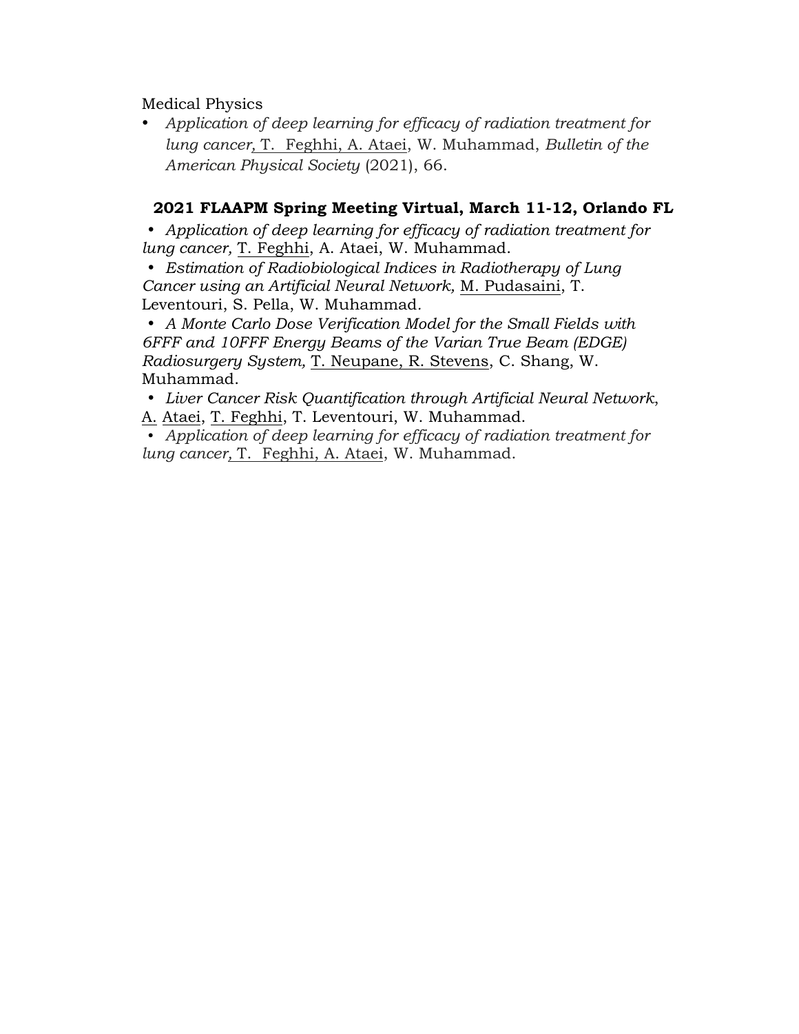Medical Physics

- *Application of deep learning for efficacy of radiation treatment for lung cancer*, T. Feghhi, A. Ataei, W. Muhammad, *Bulletin of the American Physical Society* (2021), 66.

**2021 FLAAPM Spring Meeting Virtual, March 11-12, Orlando FL**

- *Application of deep learning for efficacy of radiation treatment for lung cancer,* T. Feghhi, A. Ataei, W. Muhammad.
- *Estimation of Radiobiological Indices in Radiotherapy of Lung Cancer using an Artificial Neural Network,* M. Pudasaini, T. Leventouri, S. Pella, W. Muhammad.
- *A Monte Carlo Dose Verification Model for the Small Fields with 6FFF and 10FFF Energy Beams of the Varian True Beam (EDGE) Radiosurgery System,* T. Neupane, R. Stevens, C. Shang, W. Muhammad.
- *Liver Cancer Risk Quantification through Artificial Neural Network*, A. Ataei, T. Feghhi, T. Leventouri, W. Muhammad.
- *Application of deep learning for efficacy of radiation treatment for lung cancer,* T. Feghhi, A. Ataei, W. Muhammad.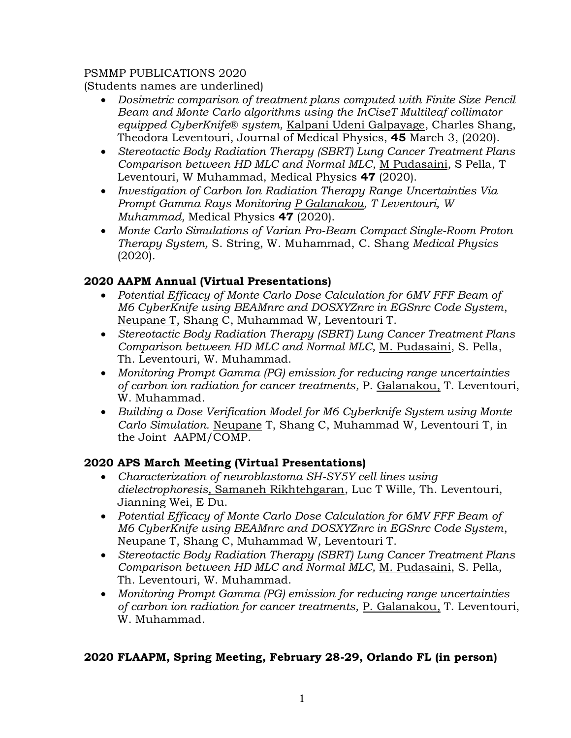PSMMP PUBLICATIONS 2020

(Students names are underlined)

- *Dosimetric comparison of treatment plans computed with Finite Size Pencil Beam and Monte Carlo algorithms using the InCiseT Multileaf collimator equipped CyberKnife® system,* <u>Kalpani Udeni Galpayage</u>, Charles Shang, Theodora Leventouri, Journal of Medical Physics, **45** March 3, (2020).
- *Stereotactic Body Radiation Therapy (SBRT) Lung Cancer Treatment Plans Comparison between HD MLC and Normal MLC*, <u>M Pudasaini</u>, S Pella, T Leventouri, W Muhammad, Medical Physics **47** (2020).
- *Investigation of Carbon Ion Radiation Therapy Range Uncertainties Via Prompt Gamma Rays Monitoring <u>P Galanakou</u>, T Leventouri, W Muhammad,* Medical Physics **47** (2020).
- *Monte Carlo Simulations of Varian Pro-Beam Compact Single-Room Proton Therapy System,* S. String, W. Muhammad, C. Shang *Medical Physics* (2020).

## 2020 AAPM Annual (Virtual Presentations)

- *Potential Efficacy of Monte Carlo Dose Calculation for 6MV FFF Beam of M6 CyberKnife using BEAMnrc and DOSXYZnrc in EGSnrc Code System*, <u>Neupane T</u>, Shang C, Muhammad W, Leventouri T.
- *Stereotactic Body Radiation Therapy (SBRT) Lung Cancer Treatment Plans Comparison between HD MLC and Normal MLC,* <u>M. Pudasaini</u>, S. Pella, Th. Leventouri, W. Muhammad.
- *Monitoring Prompt Gamma (PG) emission for reducing range uncertainties of carbon ion radiation for cancer treatments,* P. <u>Galanakou,</u> T. Leventouri, W. Muhammad.
- *Building a Dose Verification Model for M6 Cyberknife System using Monte Carlo Simulation.* <u>Neupane</u> T, Shang C, Muhammad W, Leventouri T, in the Joint AAPM/COMP.

## 2020 APS March Meeting (Virtual Presentations)

- *Characterization of neuroblastoma SH-SY5Y cell lines using dielectrophoresis*<u>, Samaneh Rikhtehgaran</u>, Luc T Wille, Th. Leventouri, Jianning Wei, E Du.
- *Potential Efficacy of Monte Carlo Dose Calculation for 6MV FFF Beam of M6 CyberKnife using BEAMnrc and DOSXYZnrc in EGSnrc Code System*, Neupane T, Shang C, Muhammad W, Leventouri T.
- *Stereotactic Body Radiation Therapy (SBRT) Lung Cancer Treatment Plans Comparison between HD MLC and Normal MLC,* <u>M. Pudasaini</u>, S. Pella, Th. Leventouri, W. Muhammad.
- *Monitoring Prompt Gamma (PG) emission for reducing range uncertainties of carbon ion radiation for cancer treatments,* <u>P. Galanakou,</u> T. Leventouri, W. Muhammad.

## 2020 FLAAPM, Spring Meeting, February 28-29, Orlando FL (in person)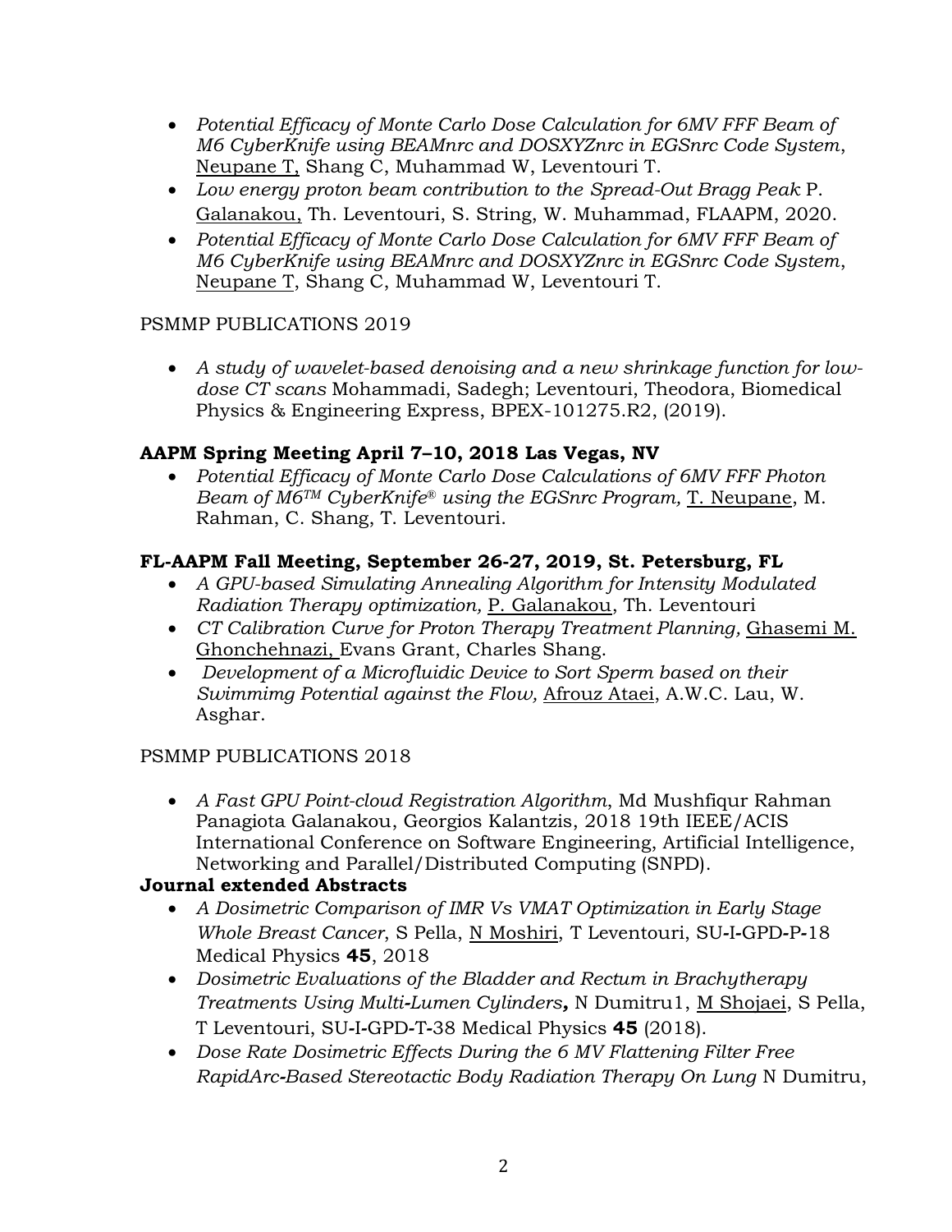- *Potential Efficacy of Monte Carlo Dose Calculation for 6MV FFF Beam of M6 CyberKnife using BEAMnrc and DOSXYZnrc in EGSnrc Code System*, Neupane T, Shang C, Muhammad W, Leventouri T.
- *Low energy proton beam contribution to the Spread-Out Bragg Peak* P. Galanakou, Th. Leventouri, S. String, W. Muhammad, FLAAPM, 2020.
- *Potential Efficacy of Monte Carlo Dose Calculation for 6MV FFF Beam of M6 CyberKnife using BEAMnrc and DOSXYZnrc in EGSnrc Code System*, Neupane T, Shang C, Muhammad W, Leventouri T.

PSMMP PUBLICATIONS 2019

- *A study of wavelet-based denoising and a new shrinkage function for low-dose CT scans* Mohammadi, Sadegh; Leventouri, Theodora, Biomedical Physics & Engineering Express, BPEX-101275.R2, (2019).

**AAPM Spring Meeting April 7–10, 2018 Las Vegas, NV**

- *Potential Efficacy of Monte Carlo Dose Calculations of 6MV FFF Photon Beam of M6™ CyberKnife® using the EGSnrc Program,* T. Neupane, M. Rahman, C. Shang, T. Leventouri.

**FL-AAPM Fall Meeting, September 26-27, 2019, St. Petersburg, FL**

- *A GPU-based Simulating Annealing Algorithm for Intensity Modulated Radiation Therapy optimization,* P. Galanakou, Th. Leventouri
- *CT Calibration Curve for Proton Therapy Treatment Planning,* Ghasemi M. Ghonchehnazi, Evans Grant, Charles Shang.
- *Development of a Microfluidic Device to Sort Sperm based on their Swimmimg Potential against the Flow,* Afrouz Ataei, A.W.C. Lau, W. Asghar.

PSMMP PUBLICATIONS 2018

- *A Fast GPU Point-cloud Registration Algorithm*, Md Mushfiqur Rahman Panagiota Galanakou, Georgios Kalantzis, 2018 19th IEEE/ACIS International Conference on Software Engineering, Artificial Intelligence, Networking and Parallel/Distributed Computing (SNPD).

**Journal extended Abstracts**

- *A Dosimetric Comparison of IMR Vs VMAT Optimization in Early Stage Whole Breast Cancer*, S Pella, N Moshiri, T Leventouri, SU-I-GPD-P-18 Medical Physics **45**, 2018
- *Dosimetric Evaluations of the Bladder and Rectum in Brachytherapy Treatments Using Multi-Lumen Cylinders***,** N Dumitru1, M Shojaei, S Pella, T Leventouri, SU-I-GPD-T-38 Medical Physics **45** (2018).
- *Dose Rate Dosimetric Effects During the 6 MV Flattening Filter Free RapidArc-Based Stereotactic Body Radiation Therapy On Lung* N Dumitru,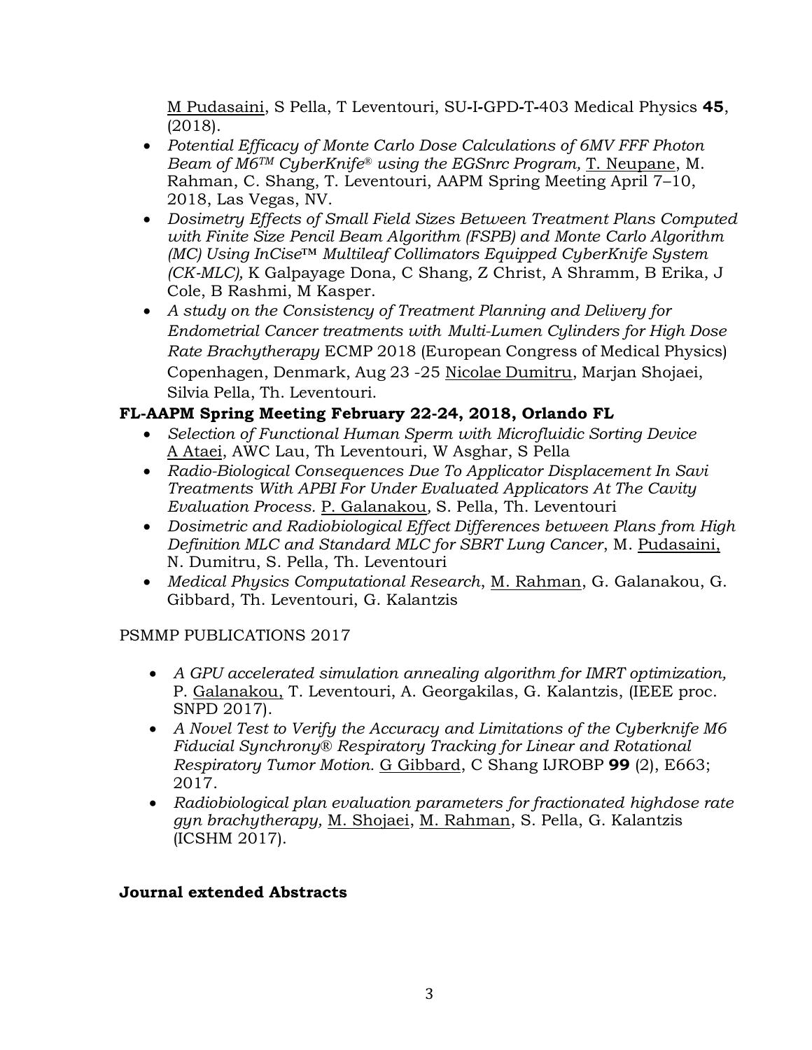M Pudasaini, S Pella, T Leventouri, SU-I-GPD-T-403 Medical Physics **45**, (2018).

- *Potential Efficacy of Monte Carlo Dose Calculations of 6MV FFF Photon Beam of M6™ CyberKnife® using the EGSnrc Program,* T. Neupane, M. Rahman, C. Shang, T. Leventouri, AAPM Spring Meeting April 7–10, 2018, Las Vegas, NV.
- *Dosimetry Effects of Small Field Sizes Between Treatment Plans Computed with Finite Size Pencil Beam Algorithm (FSPB) and Monte Carlo Algorithm (MC) Using InCise™ Multileaf Collimators Equipped CyberKnife System (CK-MLC),* K Galpayage Dona, C Shang, Z Christ, A Shramm, B Erika, J Cole, B Rashmi, M Kasper.
- *A study on the Consistency of Treatment Planning and Delivery for Endometrial Cancer treatments with Multi-Lumen Cylinders for High Dose Rate Brachytherapy* ECMP 2018 (European Congress of Medical Physics) Copenhagen, Denmark, Aug 23 -25 Nicolae Dumitru, Marjan Shojaei, Silvia Pella, Th. Leventouri.

**FL-AAPM Spring Meeting February 22-24, 2018, Orlando FL**

- *Selection of Functional Human Sperm with Microfluidic Sorting Device* A Ataei, AWC Lau, Th Leventouri, W Asghar, S Pella
- *Radio-Biological Consequences Due To Applicator Displacement In Savi Treatments With APBI For Under Evaluated Applicators At The Cavity Evaluation Process.* P. Galanakou, S. Pella, Th. Leventouri
- *Dosimetric and Radiobiological Effect Differences between Plans from High Definition MLC and Standard MLC for SBRT Lung Cancer*, M. Pudasaini, N. Dumitru, S. Pella, Th. Leventouri
- *Medical Physics Computational Research*, M. Rahman, G. Galanakou, G. Gibbard, Th. Leventouri, G. Kalantzis

PSMMP PUBLICATIONS 2017

- *A GPU accelerated simulation annealing algorithm for IMRT optimization,* P. Galanakou, T. Leventouri, A. Georgakilas, G. Kalantzis, (IEEE proc. SNPD 2017).
- *A Novel Test to Verify the Accuracy and Limitations of the Cyberknife M6 Fiducial Synchrony® Respiratory Tracking for Linear and Rotational Respiratory Tumor Motion.* G Gibbard, C Shang IJROBP **99** (2), E663; 2017.
- *Radiobiological plan evaluation parameters for fractionated highdose rate gyn brachytherapy,* M. Shojaei, M. Rahman, S. Pella, G. Kalantzis (ICSHM 2017).

**Journal extended Abstracts**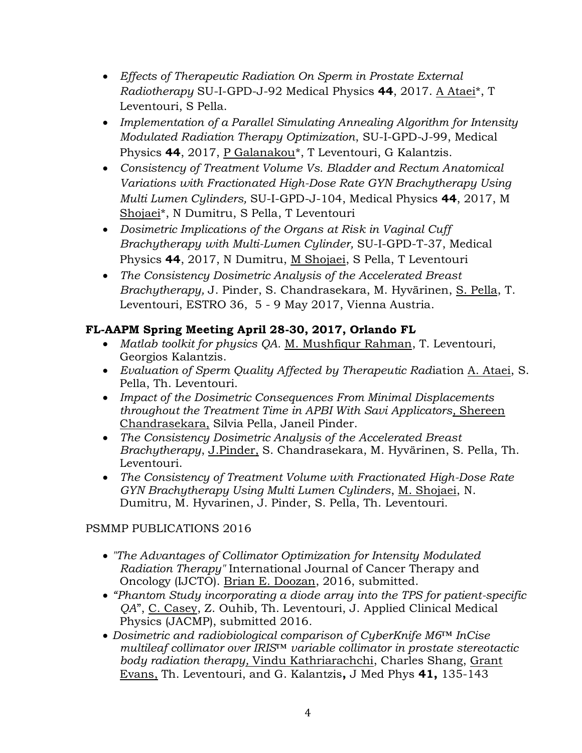- *Effects of Therapeutic Radiation On Sperm in Prostate External Radiotherapy* SU-I-GPD-J-92 Medical Physics **44**, 2017. A Ataei*, T Leventouri, S Pella.
- *Implementation of a Parallel Simulating Annealing Algorithm for Intensity Modulated Radiation Therapy Optimization*, SU-I-GPD-J-99, Medical Physics **44**, 2017, P Galanakou*, T Leventouri, G Kalantzis.
- *Consistency of Treatment Volume Vs. Bladder and Rectum Anatomical Variations with Fractionated High-Dose Rate GYN Brachytherapy Using Multi Lumen Cylinders,* SU-I-GPD-J-104, Medical Physics **44**, 2017, M Shojaei*, N Dumitru, S Pella, T Leventouri
- *Dosimetric Implications of the Organs at Risk in Vaginal Cuff Brachytherapy with Multi-Lumen Cylinder,* SU-I-GPD-T-37, Medical Physics **44**, 2017, N Dumitru, M Shojaei, S Pella, T Leventouri
- *The Consistency Dosimetric Analysis of the Accelerated Breast Brachytherapy,* J. Pinder, S. Chandrasekara, M. Hyvärinen, S. Pella, T. Leventouri, ESTRO 36, 5 - 9 May 2017, Vienna Austria.

**FL-AAPM Spring Meeting April 28-30, 2017, Orlando FL**

- *Matlab toolkit for physics QA.* M. Mushfiqur Rahman, T. Leventouri, Georgios Kalantzis.
- *Evaluation of Sperm Quality Affected by Therapeutic Rad*iation A. Ataei, S. Pella, Th. Leventouri.
- *Impact of the Dosimetric Consequences From Minimal Displacements throughout the Treatment Time in APBI With Savi Applicators*, Shereen Chandrasekara, Silvia Pella, Janeil Pinder.
- *The Consistency Dosimetric Analysis of the Accelerated Breast Brachytherapy*, J.Pinder, S. Chandrasekara, M. Hyvärinen, S. Pella, Th. Leventouri.
- *The Consistency of Treatment Volume with Fractionated High-Dose Rate GYN Brachytherapy Using Multi Lumen Cylinders*, M. Shojaei, N. Dumitru, M. Hyvarinen, J. Pinder, S. Pella, Th. Leventouri.

PSMMP PUBLICATIONS 2016

- *"The Advantages of Collimator Optimization for Intensity Modulated Radiation Therapy"* International Journal of Cancer Therapy and Oncology (IJCTO). Brian E. Doozan, 2016, submitted.
- *"Phantom Study incorporating a diode array into the TPS for patient-specific QA"*, C. Casey, Z. Ouhib, Th. Leventouri, J. Applied Clinical Medical Physics (JACMP), submitted 2016.
- *Dosimetric and radiobiological comparison of CyberKnife M6™ InCise multileaf collimator over IRIS™ variable collimator in prostate stereotactic body radiation therapy,* Vindu Kathriarachchi, Charles Shang, Grant Evans, Th. Leventouri, and G. Kalantzis**,** J Med Phys **41,** 135-143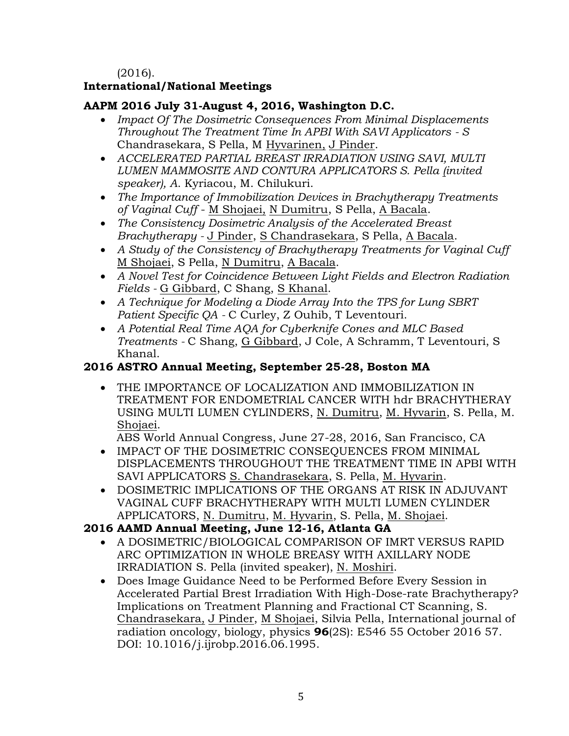(2016).

**International/National Meetings**

**AAPM 2016 July 31-August 4, 2016, Washington D.C.**

- *Impact Of The Dosimetric Consequences From Minimal Displacements Throughout The Treatment Time In APBI With SAVI Applicators - S* Chandrasekara, S Pella, M Hyvarinen, J Pinder.
- *ACCELERATED PARTIAL BREAST IRRADIATION USING SAVI, MULTI LUMEN MAMMOSITE AND CONTURA APPLICATORS S. Pella (invited speaker), A.* Kyriacou, M. Chilukuri.
- *The Importance of Immobilization Devices in Brachytherapy Treatments of Vaginal Cuff* - M Shojaei, N Dumitru, S Pella, A Bacala.
- *The Consistency Dosimetric Analysis of the Accelerated Breast Brachytherapy* - J Pinder, S Chandrasekara, S Pella, A Bacala.
- *A Study of the Consistency of Brachytherapy Treatments for Vaginal Cuff* M Shojaei, S Pella, N Dumitru, A Bacala.
- *A Novel Test for Coincidence Between Light Fields and Electron Radiation Fields* - G Gibbard, C Shang, S Khanal.
- *A Technique for Modeling a Diode Array Into the TPS for Lung SBRT Patient Specific QA* - C Curley, Z Ouhib, T Leventouri.
- *A Potential Real Time AQA for Cyberknife Cones and MLC Based Treatments* - C Shang, G Gibbard, J Cole, A Schramm, T Leventouri, S Khanal.

**2016 ASTRO Annual Meeting, September 25-28, Boston MA**

- THE IMPORTANCE OF LOCALIZATION AND IMMOBILIZATION IN TREATMENT FOR ENDOMETRIAL CANCER WITH hdr BRACHYTHERAY USING MULTI LUMEN CYLINDERS, N. Dumitru, M. Hyvarin, S. Pella, M. Shojaei.

  ABS World Annual Congress, June 27-28, 2016, San Francisco, CA

- IMPACT OF THE DOSIMETRIC CONSEQUENCES FROM MINIMAL DISPLACEMENTS THROUGHOUT THE TREATMENT TIME IN APBI WITH SAVI APPLICATORS S. Chandrasekara, S. Pella, M. Hyvarin.
- DOSIMETRIC IMPLICATIONS OF THE ORGANS AT RISK IN ADJUVANT VAGINAL CUFF BRACHYTHERAPY WITH MULTI LUMEN CYLINDER APPLICATORS, N. Dumitru, M. Hyvarin, S. Pella, M. Shojaei.

**2016 AAMD Annual Meeting, June 12-16, Atlanta GA**

- A DOSIMETRIC/BIOLOGICAL COMPARISON OF IMRT VERSUS RAPID ARC OPTIMIZATION IN WHOLE BREASY WITH AXILLARY NODE IRRADIATION S. Pella (invited speaker), N. Moshiri.
- Does Image Guidance Need to be Performed Before Every Session in Accelerated Partial Brest Irradiation With High-Dose-rate Brachytherapy? Implications on Treatment Planning and Fractional CT Scanning, S. Chandrasekara, J Pinder, M Shojaei, Silvia Pella, International journal of radiation oncology, biology, physics **96**(2S): E546 55 October 2016 57. DOI: 10.1016/j.ijrobp.2016.06.1995.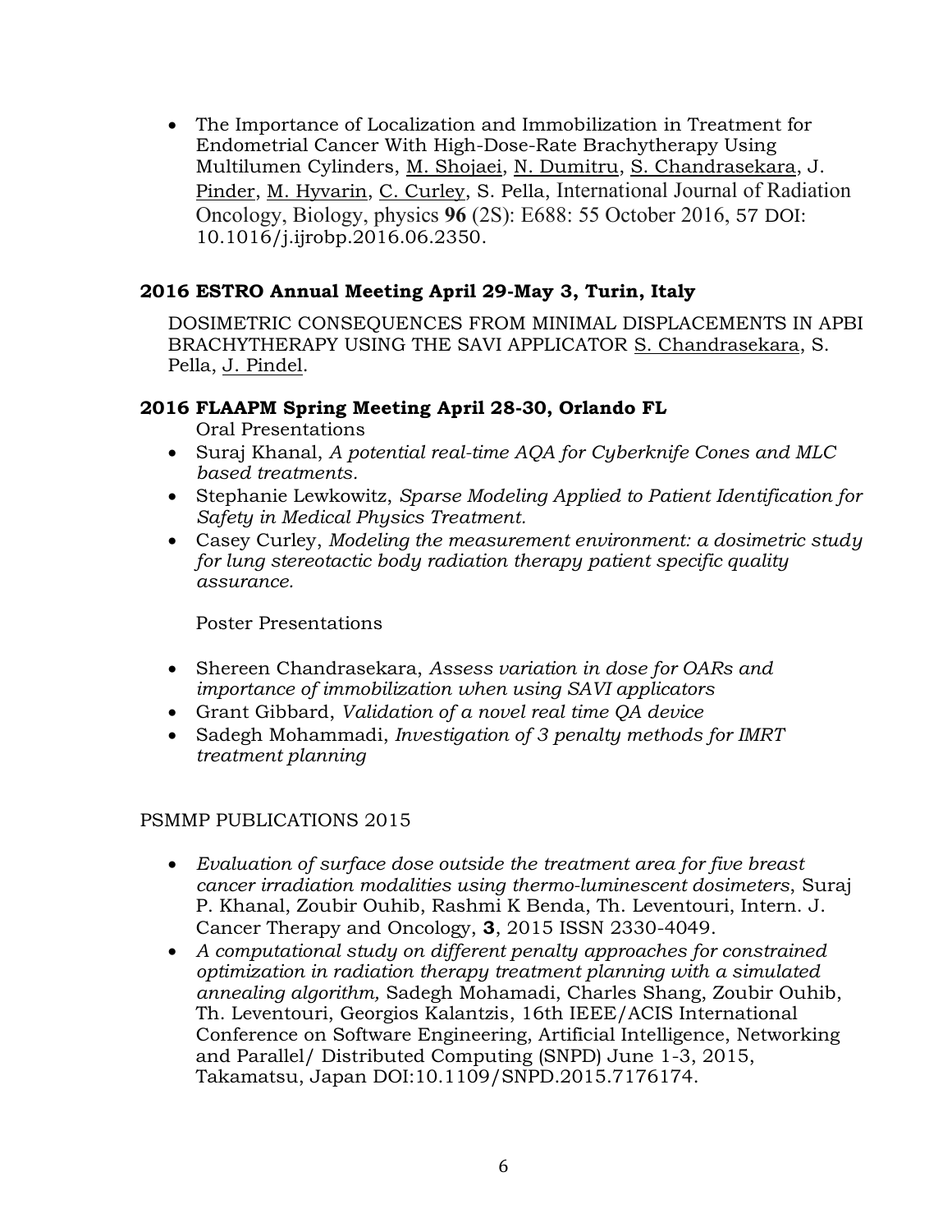- The Importance of Localization and Immobilization in Treatment for Endometrial Cancer With High-Dose-Rate Brachytherapy Using Multilumen Cylinders, M. Shojaei, N. Dumitru, S. Chandrasekara, J. Pinder, M. Hyvarin, C. Curley, S. Pella, International Journal of Radiation Oncology, Biology, physics **96** (2S): E688: 55 October 2016, 57 DOI: 10.1016/j.ijrobp.2016.06.2350.

### 2016 ESTRO Annual Meeting April 29-May 3, Turin, Italy

DOSIMETRIC CONSEQUENCES FROM MINIMAL DISPLACEMENTS IN APBI BRACHYTHERAPY USING THE SAVI APPLICATOR S. Chandrasekara, S. Pella, J. Pindel.

### 2016 FLAAPM Spring Meeting April 28-30, Orlando FL

Oral Presentations

- Suraj Khanal, *A potential real-time AQA for Cyberknife Cones and MLC based treatments.*
- Stephanie Lewkowitz, *Sparse Modeling Applied to Patient Identification for Safety in Medical Physics Treatment.*
- Casey Curley, *Modeling the measurement environment: a dosimetric study for lung stereotactic body radiation therapy patient specific quality assurance.*

Poster Presentations

- Shereen Chandrasekara, *Assess variation in dose for OARs and importance of immobilization when using SAVI applicators*
- Grant Gibbard, *Validation of a novel real time QA device*
- Sadegh Mohammadi, *Investigation of 3 penalty methods for IMRT treatment planning*

PSMMP PUBLICATIONS 2015

- *Evaluation of surface dose outside the treatment area for five breast cancer irradiation modalities using thermo-luminescent dosimeters*, Suraj P. Khanal, Zoubir Ouhib, Rashmi K Benda, Th. Leventouri, Intern. J. Cancer Therapy and Oncology, **3**, 2015 ISSN 2330-4049.
- *A computational study on different penalty approaches for constrained optimization in radiation therapy treatment planning with a simulated annealing algorithm,* Sadegh Mohamadi, Charles Shang, Zoubir Ouhib, Th. Leventouri, Georgios Kalantzis, 16th IEEE/ACIS International Conference on Software Engineering, Artificial Intelligence, Networking and Parallel/ Distributed Computing (SNPD) June 1-3, 2015, Takamatsu, Japan DOI:10.1109/SNPD.2015.7176174.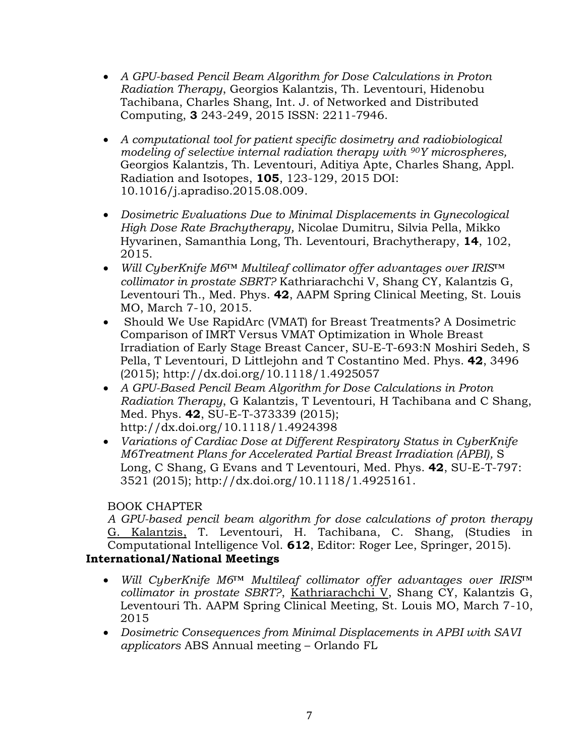- *A GPU-based Pencil Beam Algorithm for Dose Calculations in Proton Radiation Therapy*, Georgios Kalantzis, Th. Leventouri, Hidenobu Tachibana, Charles Shang, Int. J. of Networked and Distributed Computing, **3** 243-249, 2015 ISSN: 2211-7946.

- *A computational tool for patient specific dosimetry and radiobiological modeling of selective internal radiation therapy with $^{90}Y$ microspheres,* Georgios Kalantzis, Th. Leventouri, Aditiya Apte, Charles Shang, Appl. Radiation and Isotopes, **105**, 123-129, 2015 DOI: 10.1016/j.apradiso.2015.08.009.

- *Dosimetric Evaluations Due to Minimal Displacements in Gynecological High Dose Rate Brachytherapy,* Nicolae Dumitru, Silvia Pella, Mikko Hyvarinen, Samanthia Long, Th. Leventouri, Brachytherapy, **14**, 102, 2015.
- *Will CyberKnife M6™ Multileaf collimator offer advantages over IRIS™ collimator in prostate SBRT?* Kathriarachchi V, Shang CY, Kalantzis G, Leventouri Th., Med. Phys. **42**, AAPM Spring Clinical Meeting, St. Louis MO, March 7-10, 2015.
- Should We Use RapidArc (VMAT) for Breast Treatments? A Dosimetric Comparison of IMRT Versus VMAT Optimization in Whole Breast Irradiation of Early Stage Breast Cancer, SU-E-T-693:N Moshiri Sedeh, S Pella, T Leventouri, D Littlejohn and T Costantino Med. Phys. **42**, 3496 (2015); http://dx.doi.org/10.1118/1.4925057
- *A GPU-Based Pencil Beam Algorithm for Dose Calculations in Proton Radiation Therapy*, G Kalantzis, T Leventouri, H Tachibana and C Shang, Med. Phys. **42**, SU-E-T-373339 (2015); http://dx.doi.org/10.1118/1.4924398
- *Variations of Cardiac Dose at Different Respiratory Status in CyberKnife M6Treatment Plans for Accelerated Partial Breast Irradiation (APBI),* S Long, C Shang, G Evans and T Leventouri, Med. Phys. **42**, SU-E-T-797: 3521 (2015); http://dx.doi.org/10.1118/1.4925161.

BOOK CHAPTER

*A GPU-based pencil beam algorithm for dose calculations of proton therapy* G. Kalantzis, T. Leventouri, H. Tachibana, C. Shang, (Studies in Computational Intelligence Vol. **612**, Editor: Roger Lee, Springer, 2015).

**International/National Meetings**

- *Will CyberKnife M6™ Multileaf collimator offer advantages over IRIS™ collimator in prostate SBRT?*, Kathriarachchi V, Shang CY, Kalantzis G, Leventouri Th. AAPM Spring Clinical Meeting, St. Louis MO, March 7-10, 2015
- *Dosimetric Consequences from Minimal Displacements in APBI with SAVI applicators* ABS Annual meeting – Orlando FL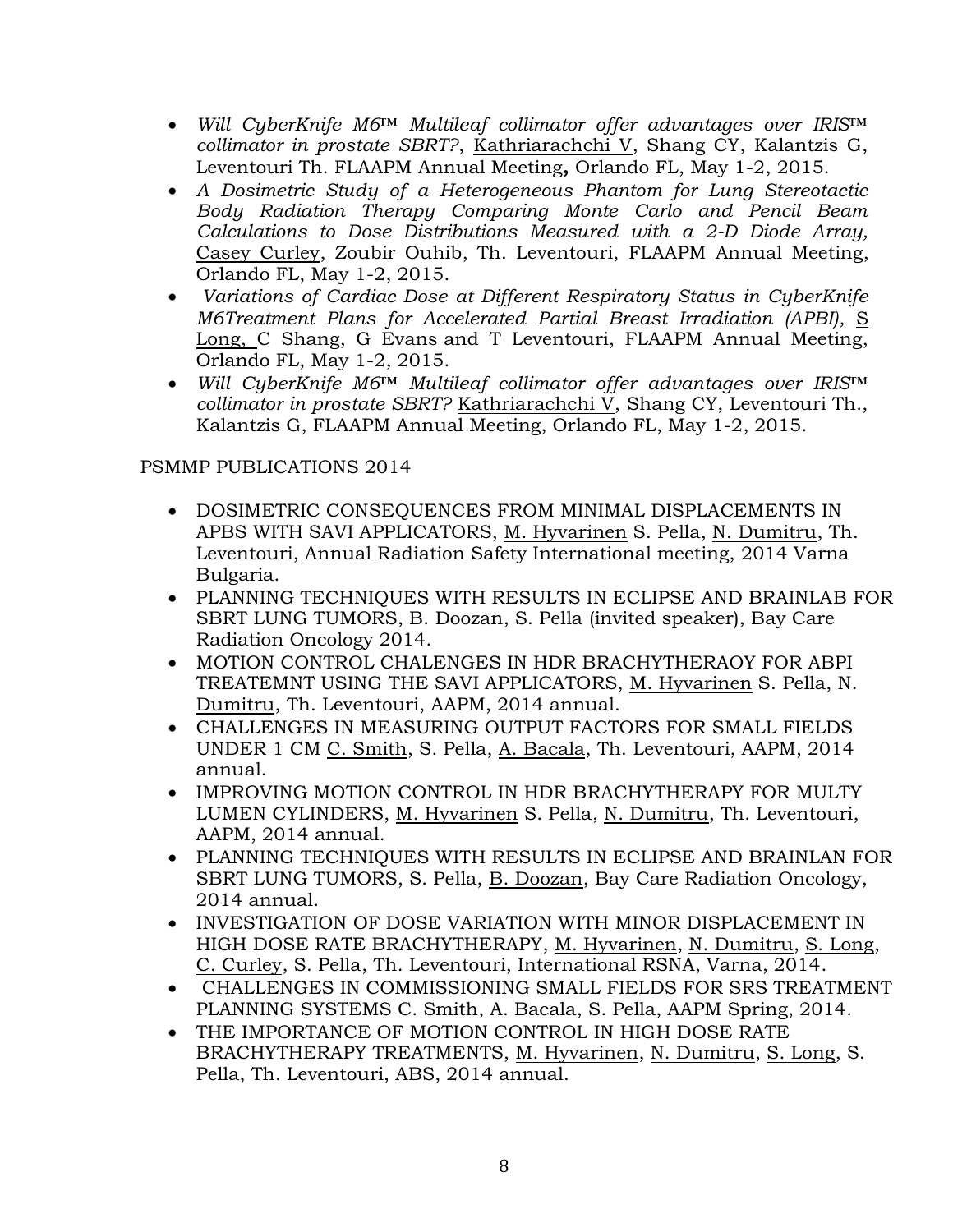- *Will CyberKnife M6™ Multileaf collimator offer advantages over IRIS™ collimator in prostate SBRT?*, Kathriarachchi V, Shang CY, Kalantzis G, Leventouri Th. FLAAPM Annual Meeting**,** Orlando FL, May 1-2, 2015.
- *A Dosimetric Study of a Heterogeneous Phantom for Lung Stereotactic Body Radiation Therapy Comparing Monte Carlo and Pencil Beam Calculations to Dose Distributions Measured with a 2-D Diode Array,* Casey Curley, Zoubir Ouhib, Th. Leventouri, FLAAPM Annual Meeting, Orlando FL, May 1-2, 2015.
- *Variations of Cardiac Dose at Different Respiratory Status in CyberKnife M6Treatment Plans for Accelerated Partial Breast Irradiation (APBI),* S Long, C Shang, G Evans and T Leventouri, FLAAPM Annual Meeting, Orlando FL, May 1-2, 2015.
- *Will CyberKnife M6™ Multileaf collimator offer advantages over IRIS™ collimator in prostate SBRT?* Kathriarachchi V, Shang CY, Leventouri Th., Kalantzis G, FLAAPM Annual Meeting, Orlando FL, May 1-2, 2015.

PSMMP PUBLICATIONS 2014

- DOSIMETRIC CONSEQUENCES FROM MINIMAL DISPLACEMENTS IN APBS WITH SAVI APPLICATORS, M. Hyvarinen S. Pella, N. Dumitru, Th. Leventouri, Annual Radiation Safety International meeting, 2014 Varna Bulgaria.
- PLANNING TECHNIQUES WITH RESULTS IN ECLIPSE AND BRAINLAB FOR SBRT LUNG TUMORS, B. Doozan, S. Pella (invited speaker), Bay Care Radiation Oncology 2014.
- MOTION CONTROL CHALENGES IN HDR BRACHYTHERAOY FOR ABPI TREATEMNT USING THE SAVI APPLICATORS, M. Hyvarinen S. Pella, N. Dumitru, Th. Leventouri, AAPM, 2014 annual.
- CHALLENGES IN MEASURING OUTPUT FACTORS FOR SMALL FIELDS UNDER 1 CM C. Smith, S. Pella, A. Bacala, Th. Leventouri, AAPM, 2014 annual.
- IMPROVING MOTION CONTROL IN HDR BRACHYTHERAPY FOR MULTY LUMEN CYLINDERS, M. Hyvarinen S. Pella, N. Dumitru, Th. Leventouri, AAPM, 2014 annual.
- PLANNING TECHNIQUES WITH RESULTS IN ECLIPSE AND BRAINLAN FOR SBRT LUNG TUMORS, S. Pella, B. Doozan, Bay Care Radiation Oncology, 2014 annual.
- INVESTIGATION OF DOSE VARIATION WITH MINOR DISPLACEMENT IN HIGH DOSE RATE BRACHYTHERAPY, M. Hyvarinen, N. Dumitru, S. Long, C. Curley, S. Pella, Th. Leventouri, International RSNA, Varna, 2014.
- CHALLENGES IN COMMISSIONING SMALL FIELDS FOR SRS TREATMENT PLANNING SYSTEMS C. Smith, A. Bacala, S. Pella, AAPM Spring, 2014.
- THE IMPORTANCE OF MOTION CONTROL IN HIGH DOSE RATE BRACHYTHERAPY TREATMENTS, M. Hyvarinen, N. Dumitru, S. Long, S. Pella, Th. Leventouri, ABS, 2014 annual.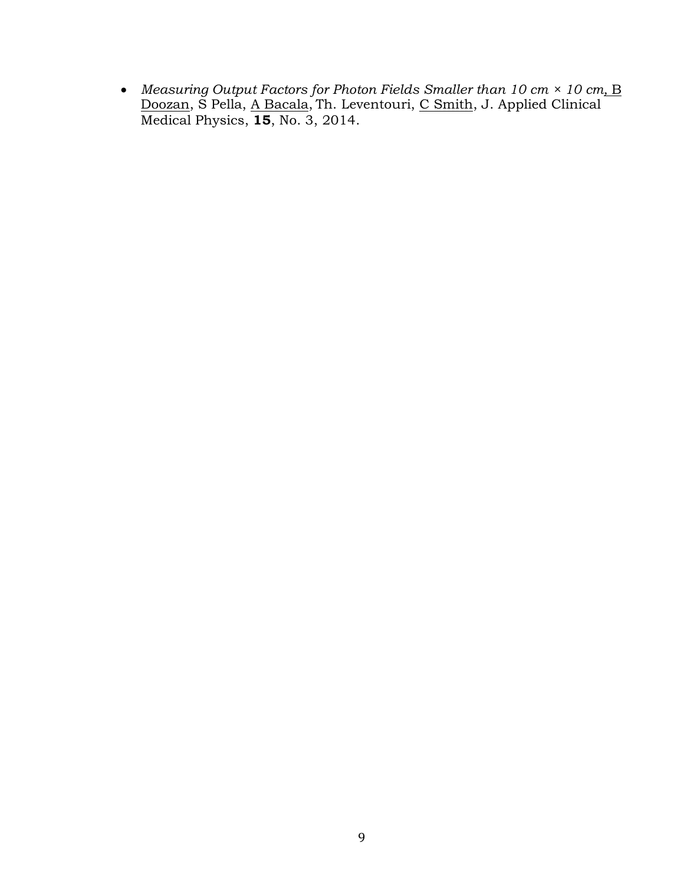- *Measuring Output Factors for Photon Fields Smaller than 10 cm × 10 cm*, B Doozan, S Pella, A Bacala, Th. Leventouri, C Smith, J. Applied Clinical Medical Physics, **15**, No. 3, 2014.